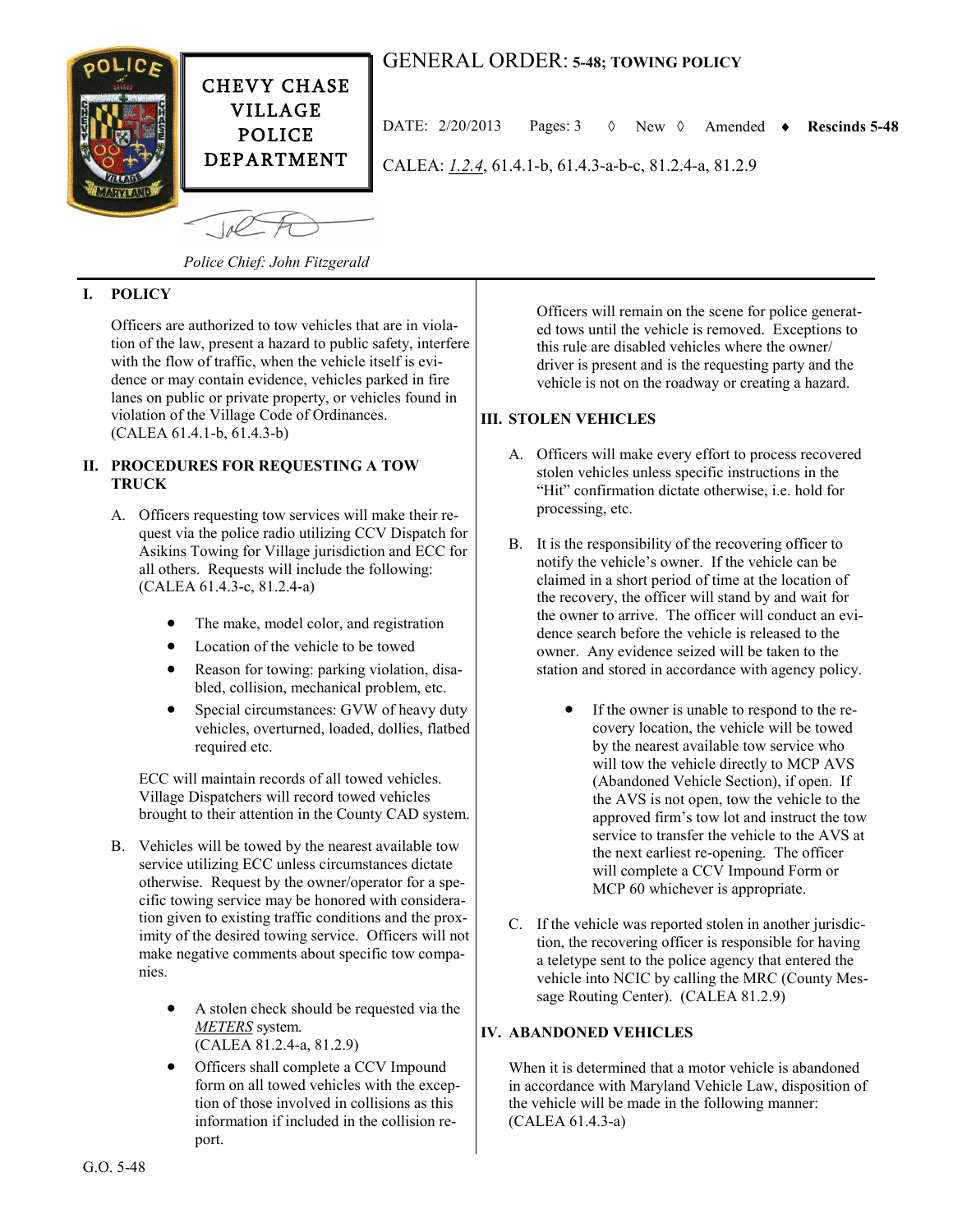CHEVY CHASE VILLAGE POLICE DEPARTMENT

# GENERAL ORDER: 5-48; TOWING POLICY

DATE: 2/20/2013 Pages: 3 ◊ New ◊ Amended ♦ **Rescinds 5-48**

CALEA: *1.2.4*, 61.4.1-b, 61.4.3-a-b-c, 81.2.4-a, 81.2.9

*Police Chief: John Fitzgerald*

## I. POLICY

Officers are authorized to tow vehicles that are in violation of the law, present a hazard to public safety, interfere with the flow of traffic, when the vehicle itself is evidence or may contain evidence, vehicles parked in fire lanes on public or private property, or vehicles found in violation of the Village Code of Ordinances. (CALEA 61.4.1-b, 61.4.3-b)

## II. PROCEDURES FOR REQUESTING A TOW TRUCK

A. Officers requesting tow services will make their request via the police radio utilizing CCV Dispatch for Asikins Towing for Village jurisdiction and ECC for all others. Requests will include the following: (CALEA 61.4.3-c, 81.2.4-a)

- The make, model color, and registration
- Location of the vehicle to be towed
- Reason for towing: parking violation, disabled, collision, mechanical problem, etc.
- Special circumstances: GVW of heavy duty vehicles, overturned, loaded, dollies, flatbed required etc.

ECC will maintain records of all towed vehicles. Village Dispatchers will record towed vehicles brought to their attention in the County CAD system.

B. Vehicles will be towed by the nearest available tow service utilizing ECC unless circumstances dictate otherwise. Request by the owner/operator for a specific towing service may be honored with consideration given to existing traffic conditions and the proximity of the desired towing service. Officers will not make negative comments about specific tow companies.

- A stolen check should be requested via the *METERS* system. (CALEA 81.2.4-a, 81.2.9)
- Officers shall complete a CCV Impound form on all towed vehicles with the exception of those involved in collisions as this information if included in the collision report.

Officers will remain on the scene for police generated tows until the vehicle is removed. Exceptions to this rule are disabled vehicles where the owner/driver is present and is the requesting party and the vehicle is not on the roadway or creating a hazard.

## III. STOLEN VEHICLES

A. Officers will make every effort to process recovered stolen vehicles unless specific instructions in the "Hit" confirmation dictate otherwise, i.e. hold for processing, etc.

B. It is the responsibility of the recovering officer to notify the vehicle's owner. If the vehicle can be claimed in a short period of time at the location of the recovery, the officer will stand by and wait for the owner to arrive. The officer will conduct an evidence search before the vehicle is released to the owner. Any evidence seized will be taken to the station and stored in accordance with agency policy.

- If the owner is unable to respond to the recovery location, the vehicle will be towed by the nearest available tow service who will tow the vehicle directly to MCP AVS (Abandoned Vehicle Section), if open. If the AVS is not open, tow the vehicle to the approved firm's tow lot and instruct the tow service to transfer the vehicle to the AVS at the next earliest re-opening. The officer will complete a CCV Impound Form or MCP 60 whichever is appropriate.

C. If the vehicle was reported stolen in another jurisdiction, the recovering officer is responsible for having a teletype sent to the police agency that entered the vehicle into NCIC by calling the MRC (County Message Routing Center). (CALEA 81.2.9)

## IV. ABANDONED VEHICLES

When it is determined that a motor vehicle is abandoned in accordance with Maryland Vehicle Law, disposition of the vehicle will be made in the following manner: (CALEA 61.4.3-a)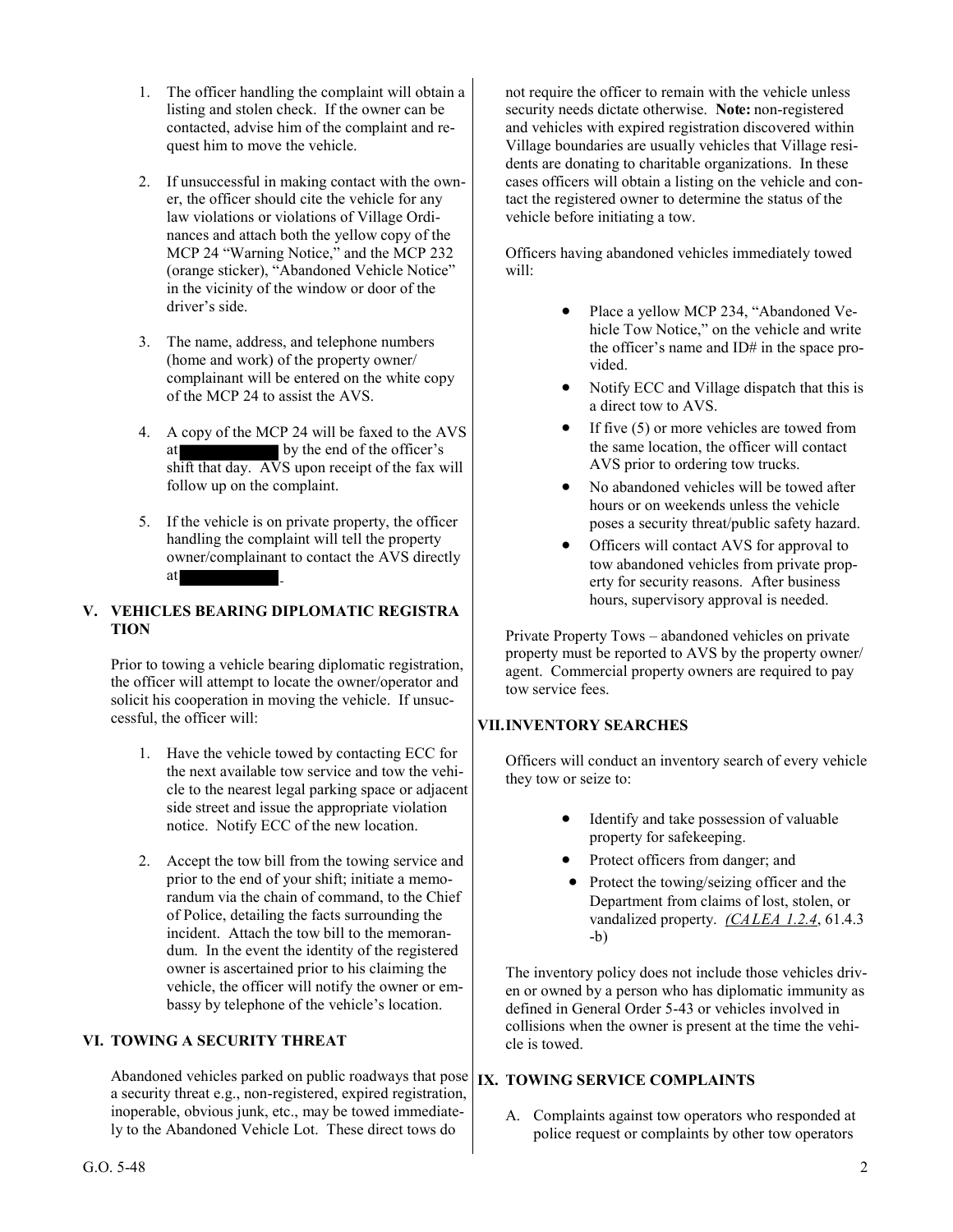1. The officer handling the complaint will obtain a listing and stolen check. If the owner can be contacted, advise him of the complaint and request him to move the vehicle.

2. If unsuccessful in making contact with the owner, the officer should cite the vehicle for any law violations or violations of Village Ordinances and attach both the yellow copy of the MCP 24 "Warning Notice," and the MCP 232 (orange sticker), "Abandoned Vehicle Notice" in the vicinity of the window or door of the driver's side.

3. The name, address, and telephone numbers (home and work) of the property owner/complainant will be entered on the white copy of the MCP 24 to assist the AVS.

4. A copy of the MCP 24 will be faxed to the AVS at [REDACTED] by the end of the officer's shift that day. AVS upon receipt of the fax will follow up on the complaint.

5. If the vehicle is on private property, the officer handling the complaint will tell the property owner/complainant to contact the AVS directly at [REDACTED].

## V. VEHICLES BEARING DIPLOMATIC REGISTRATION

Prior to towing a vehicle bearing diplomatic registration, the officer will attempt to locate the owner/operator and solicit his cooperation in moving the vehicle. If unsuccessful, the officer will:

1. Have the vehicle towed by contacting ECC for the next available tow service and tow the vehicle to the nearest legal parking space or adjacent side street and issue the appropriate violation notice. Notify ECC of the new location.

2. Accept the tow bill from the towing service and prior to the end of your shift; initiate a memorandum via the chain of command, to the Chief of Police, detailing the facts surrounding the incident. Attach the tow bill to the memorandum. In the event the identity of the registered owner is ascertained prior to his claiming the vehicle, the officer will notify the owner or embassy by telephone of the vehicle's location.

## VI. TOWING A SECURITY THREAT

Abandoned vehicles parked on public roadways that pose a security threat e.g., non-registered, expired registration, inoperable, obvious junk, etc., may be towed immediately to the Abandoned Vehicle Lot. These direct tows do not require the officer to remain with the vehicle unless security needs dictate otherwise. **Note:** non-registered and vehicles with expired registration discovered within Village boundaries are usually vehicles that Village residents are donating to charitable organizations. In these cases officers will obtain a listing on the vehicle and contact the registered owner to determine the status of the vehicle before initiating a tow.

Officers having abandoned vehicles immediately towed will:

- Place a yellow MCP 234, "Abandoned Vehicle Tow Notice," on the vehicle and write the officer's name and ID# in the space provided.
- Notify ECC and Village dispatch that this is a direct tow to AVS.
- If five (5) or more vehicles are towed from the same location, the officer will contact AVS prior to ordering tow trucks.
- No abandoned vehicles will be towed after hours or on weekends unless the vehicle poses a security threat/public safety hazard.
- Officers will contact AVS for approval to tow abandoned vehicles from private property for security reasons. After business hours, supervisory approval is needed.

Private Property Tows – abandoned vehicles on private property must be reported to AVS by the property owner/agent. Commercial property owners are required to pay tow service fees.

## VII. INVENTORY SEARCHES

Officers will conduct an inventory search of every vehicle they tow or seize to:

- Identify and take possession of valuable property for safekeeping.
- Protect officers from danger; and
- Protect the towing/seizing officer and the Department from claims of lost, stolen, or vandalized property. *(CALEA 1.2.4*, 61.4.3-b)

The inventory policy does not include those vehicles driven or owned by a person who has diplomatic immunity as defined in General Order 5-43 or vehicles involved in collisions when the owner is present at the time the vehicle is towed.

## IX. TOWING SERVICE COMPLAINTS

A. Complaints against tow operators who responded at police request or complaints by other tow operators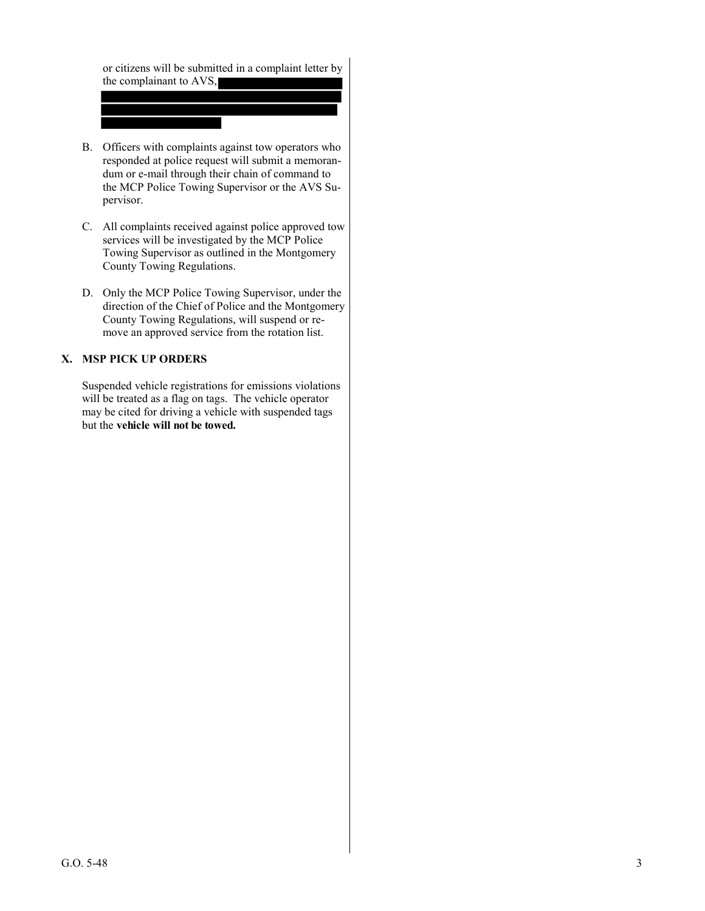or citizens will be submitted in a complaint letter by the complainant to AVS,

B. Officers with complaints against tow operators who responded at police request will submit a memorandum or e-mail through their chain of command to the MCP Police Towing Supervisor or the AVS Supervisor.

C. All complaints received against police approved tow services will be investigated by the MCP Police Towing Supervisor as outlined in the Montgomery County Towing Regulations.

D. Only the MCP Police Towing Supervisor, under the direction of the Chief of Police and the Montgomery County Towing Regulations, will suspend or remove an approved service from the rotation list.

## X. MSP PICK UP ORDERS

Suspended vehicle registrations for emissions violations will be treated as a flag on tags. The vehicle operator may be cited for driving a vehicle with suspended tags but the **vehicle will not be towed.**